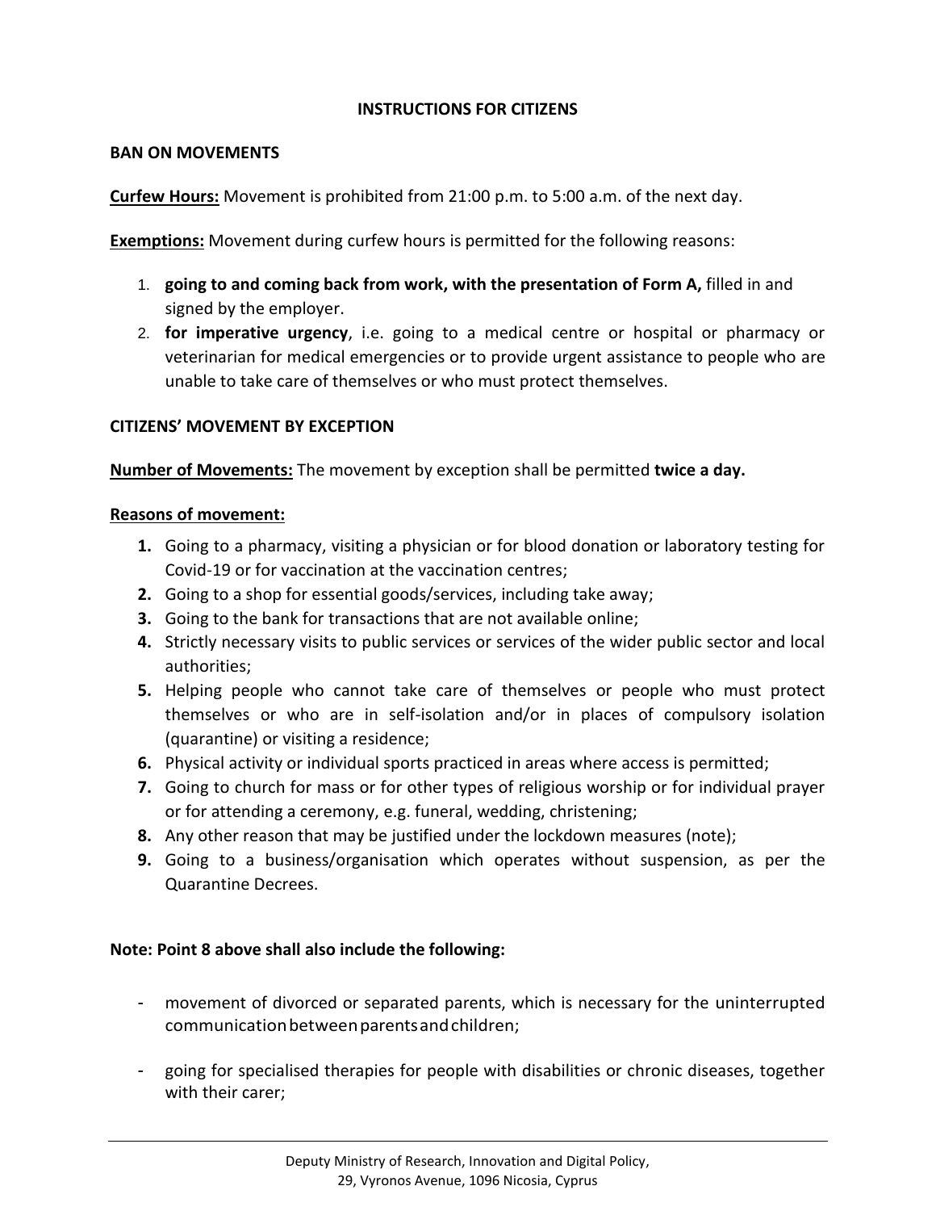# INSTRUCTIONS FOR CITIZENS

## BAN ON MOVEMENTS

**Curfew Hours:** Movement is prohibited from 21:00 p.m. to 5:00 a.m. of the next day.

**Exemptions:** Movement during curfew hours is permitted for the following reasons:

1. **going to and coming back from work, with the presentation of Form A,** filled in and signed by the employer.
2. **for imperative urgency**, i.e. going to a medical centre or hospital or pharmacy or veterinarian for medical emergencies or to provide urgent assistance to people who are unable to take care of themselves or who must protect themselves.

## CITIZENS' MOVEMENT BY EXCEPTION

**Number of Movements:** The movement by exception shall be permitted **twice a day.**

**Reasons of movement:**

1. Going to a pharmacy, visiting a physician or for blood donation or laboratory testing for Covid-19 or for vaccination at the vaccination centres;
2. Going to a shop for essential goods/services, including take away;
3. Going to the bank for transactions that are not available online;
4. Strictly necessary visits to public services or services of the wider public sector and local authorities;
5. Helping people who cannot take care of themselves or people who must protect themselves or who are in self-isolation and/or in places of compulsory isolation (quarantine) or visiting a residence;
6. Physical activity or individual sports practiced in areas where access is permitted;
7. Going to church for mass or for other types of religious worship or for individual prayer or for attending a ceremony, e.g. funeral, wedding, christening;
8. Any other reason that may be justified under the lockdown measures (note);
9. Going to a business/organisation which operates without suspension, as per the Quarantine Decrees.

**Note: Point 8 above shall also include the following:**

- movement of divorced or separated parents, which is necessary for the uninterrupted communication between parents and children;
- going for specialised therapies for people with disabilities or chronic diseases, together with their carer;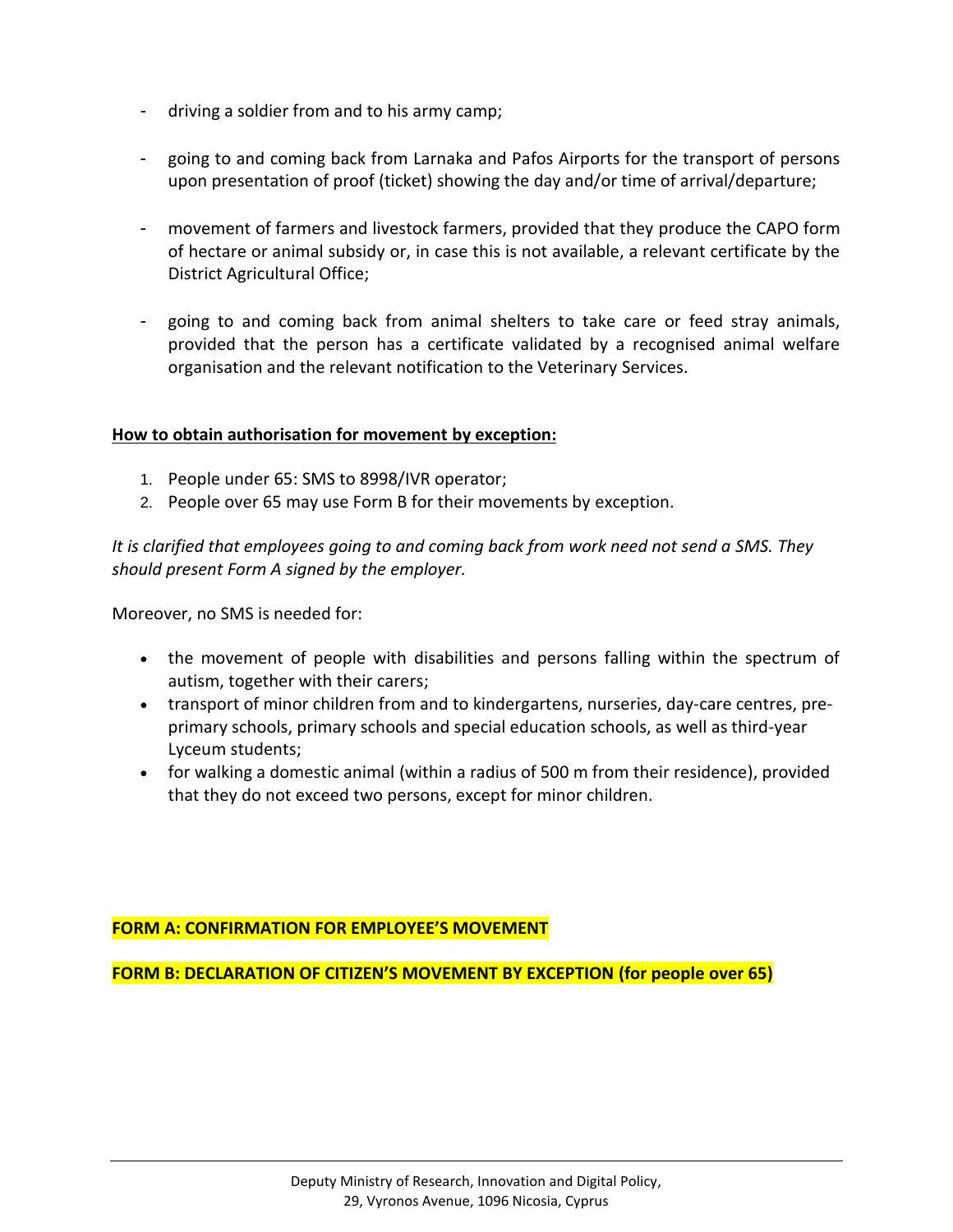- driving a soldier from and to his army camp;

- going to and coming back from Larnaka and Pafos Airports for the transport of persons upon presentation of proof (ticket) showing the day and/or time of arrival/departure;

- movement of farmers and livestock farmers, provided that they produce the CAPO form of hectare or animal subsidy or, in case this is not available, a relevant certificate by the District Agricultural Office;

- going to and coming back from animal shelters to take care or feed stray animals, provided that the person has a certificate validated by a recognised animal welfare organisation and the relevant notification to the Veterinary Services.

**<u>How to obtain authorisation for movement by exception:</u>**

1. People under 65: SMS to 8998/IVR operator;
2. People over 65 may use Form B for their movements by exception.

*It is clarified that employees going to and coming back from work need not send a SMS. They should present Form A signed by the employer.*

Moreover, no SMS is needed for:

- the movement of people with disabilities and persons falling within the spectrum of autism, together with their carers;
- transport of minor children from and to kindergartens, nurseries, day-care centres, pre-primary schools, primary schools and special education schools, as well as third-year Lyceum students;
- for walking a domestic animal (within a radius of 500 m from their residence), provided that they do not exceed two persons, except for minor children.

**FORM A: CONFIRMATION FOR EMPLOYEE'S MOVEMENT**

**FORM B: DECLARATION OF CITIZEN'S MOVEMENT BY EXCEPTION (for people over 65)**

Deputy Ministry of Research, Innovation and Digital Policy,
29, Vyronos Avenue, 1096 Nicosia, Cyprus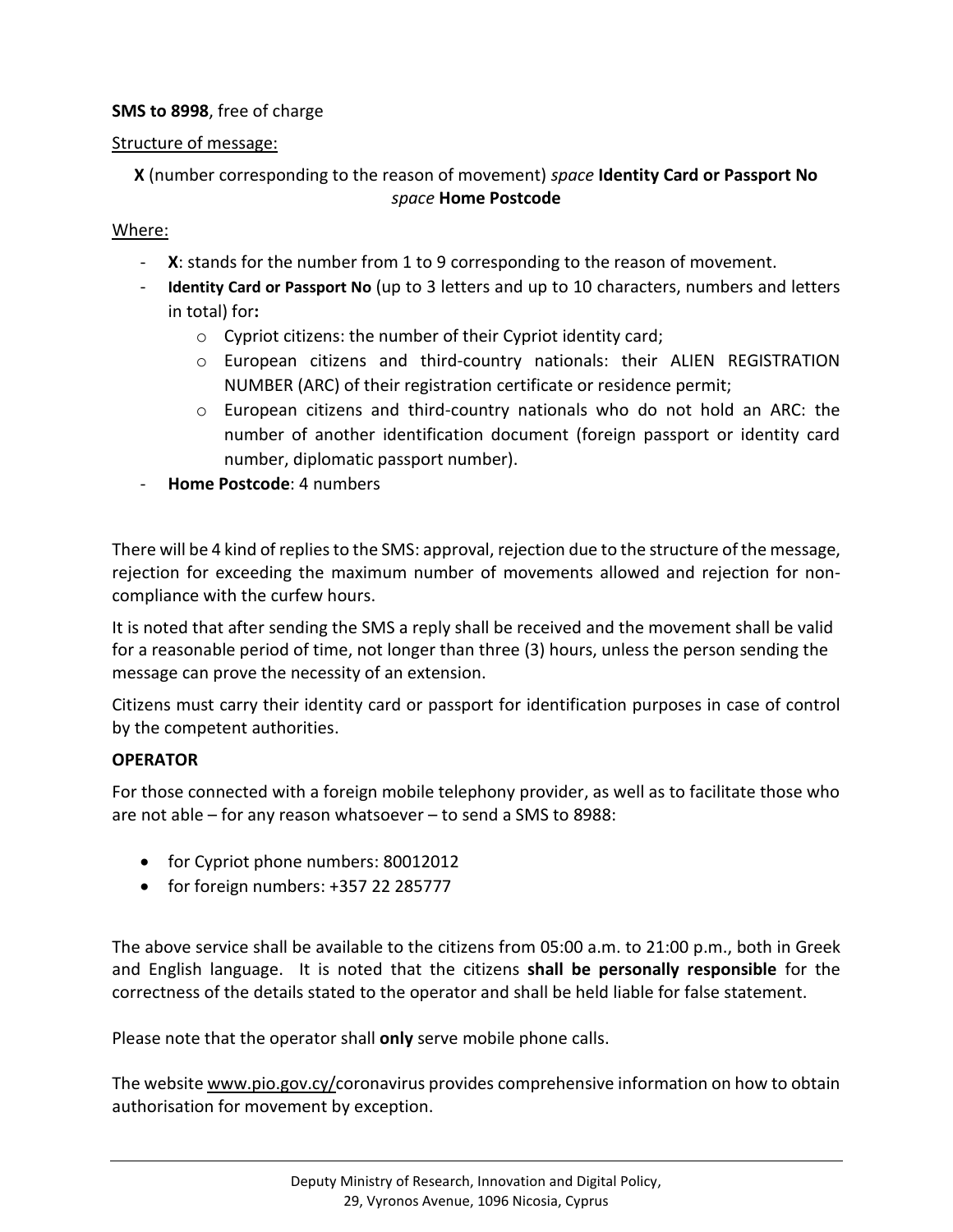**SMS to 8998**, free of charge

Structure of message:

**X** (number corresponding to the reason of movement) *space* **Identity Card or Passport No** *space* **Home Postcode**

Where:

- **X**: stands for the number from 1 to 9 corresponding to the reason of movement.
- **Identity Card or Passport No** (up to 3 letters and up to 10 characters, numbers and letters in total) for**:**
    - Cypriot citizens: the number of their Cypriot identity card;
    - European citizens and third-country nationals: their ALIEN REGISTRATION NUMBER (ARC) of their registration certificate or residence permit;
    - European citizens and third-country nationals who do not hold an ARC: the number of another identification document (foreign passport or identity card number, diplomatic passport number).
- **Home Postcode**: 4 numbers

There will be 4 kind of replies to the SMS: approval, rejection due to the structure of the message, rejection for exceeding the maximum number of movements allowed and rejection for non-compliance with the curfew hours.

It is noted that after sending the SMS a reply shall be received and the movement shall be valid for a reasonable period of time, not longer than three (3) hours, unless the person sending the message can prove the necessity of an extension.

Citizens must carry their identity card or passport for identification purposes in case of control by the competent authorities.

**OPERATOR**

For those connected with a foreign mobile telephony provider, as well as to facilitate those who are not able – for any reason whatsoever – to send a SMS to 8988:

- for Cypriot phone numbers: 80012012
- for foreign numbers: +357 22 285777

The above service shall be available to the citizens from 05:00 a.m. to 21:00 p.m., both in Greek and English language. It is noted that the citizens **shall be personally responsible** for the correctness of the details stated to the operator and shall be held liable for false statement.

Please note that the operator shall **only** serve mobile phone calls.

The website www.pio.gov.cy/coronavirus provides comprehensive information on how to obtain authorisation for movement by exception.

Deputy Ministry of Research, Innovation and Digital Policy,
29, Vyronos Avenue, 1096 Nicosia, Cyprus